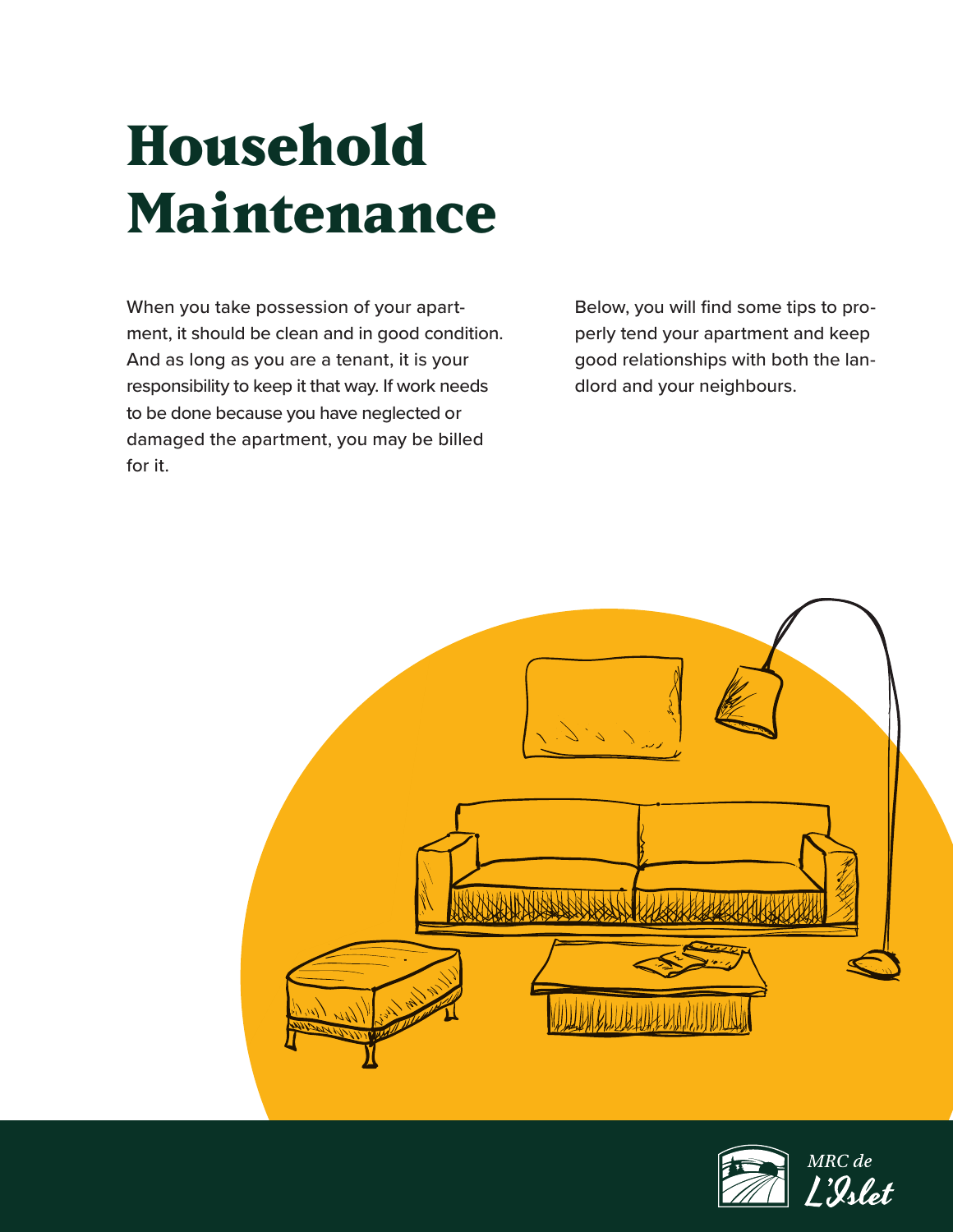# Household Maintenance

When you take possession of your apartment, it should be clean and in good condition. And as long as you are a tenant, it is your responsibility to keep it that way. If work needs to be done because you have neglected or damaged the apartment, you may be billed for it.

Below, you will find some tips to properly tend your apartment and keep good relationships with both the landlord and your neighbours.

MRC de L'Islet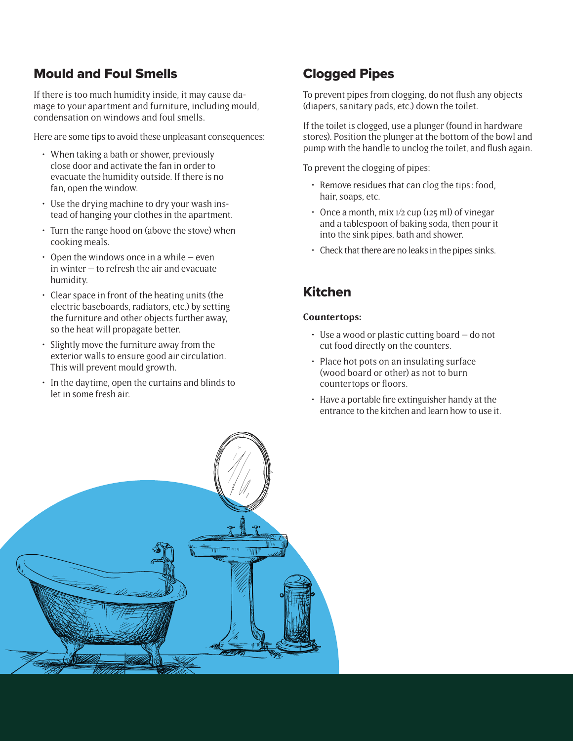## Mould and Foul Smells

If there is too much humidity inside, it may cause damage to your apartment and furniture, including mould, condensation on windows and foul smells.

Here are some tips to avoid these unpleasant consequences:

- When taking a bath or shower, previously close door and activate the fan in order to evacuate the humidity outside. If there is no fan, open the window.
- Use the drying machine to dry your wash instead of hanging your clothes in the apartment.
- Turn the range hood on (above the stove) when cooking meals.
- Open the windows once in a while – even in winter – to refresh the air and evacuate humidity.
- Clear space in front of the heating units (the electric baseboards, radiators, etc.) by setting the furniture and other objects further away, so the heat will propagate better.
- Slightly move the furniture away from the exterior walls to ensure good air circulation. This will prevent mould growth.
- In the daytime, open the curtains and blinds to let in some fresh air.

## Clogged Pipes

To prevent pipes from clogging, do not flush any objects (diapers, sanitary pads, etc.) down the toilet.

If the toilet is clogged, use a plunger (found in hardware stores). Position the plunger at the bottom of the bowl and pump with the handle to unclog the toilet, and flush again.

To prevent the clogging of pipes:

- Remove residues that can clog the tips : food, hair, soaps, etc.
- Once a month, mix 1/2 cup (125 ml) of vinegar and a tablespoon of baking soda, then pour it into the sink pipes, bath and shower.
- Check that there are no leaks in the pipes sinks.

## Kitchen

**Countertops:**

- Use a wood or plastic cutting board – do not cut food directly on the counters.
- Place hot pots on an insulating surface (wood board or other) as not to burn countertops or floors.
- Have a portable fire extinguisher handy at the entrance to the kitchen and learn how to use it.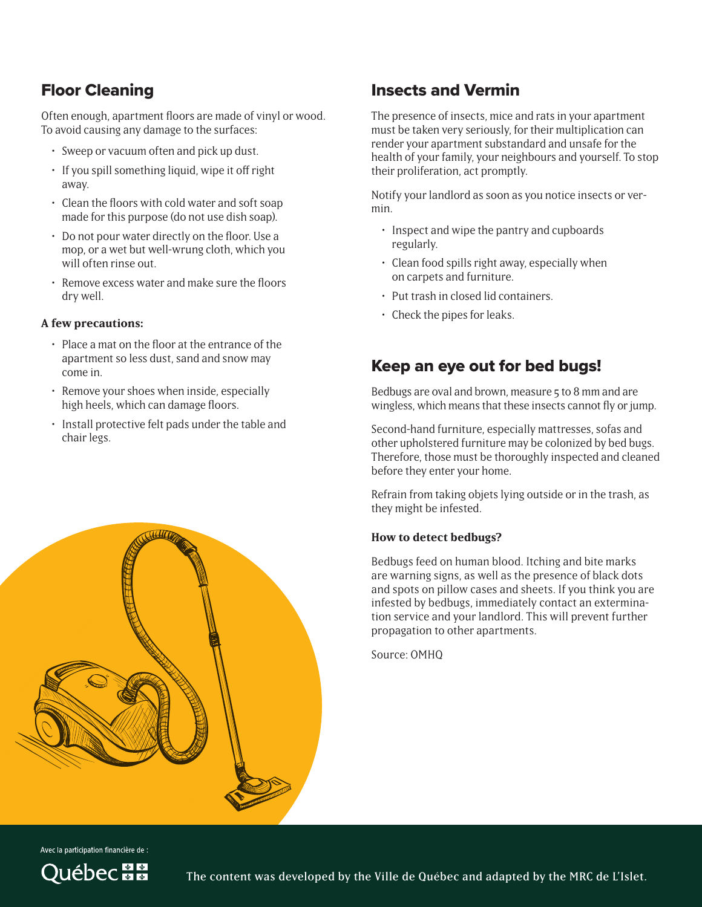## Floor Cleaning

Often enough, apartment floors are made of vinyl or wood. To avoid causing any damage to the surfaces:

- Sweep or vacuum often and pick up dust.
- If you spill something liquid, wipe it off right away.
- Clean the floors with cold water and soft soap made for this purpose (do not use dish soap).
- Do not pour water directly on the floor. Use a mop, or a wet but well-wrung cloth, which you will often rinse out.
- Remove excess water and make sure the floors dry well.

**A few precautions:**

- Place a mat on the floor at the entrance of the apartment so less dust, sand and snow may come in.
- Remove your shoes when inside, especially high heels, which can damage floors.
- Install protective felt pads under the table and chair legs.

## Insects and Vermin

The presence of insects, mice and rats in your apartment must be taken very seriously, for their multiplication can render your apartment substandard and unsafe for the health of your family, your neighbours and yourself. To stop their proliferation, act promptly.

Notify your landlord as soon as you notice insects or vermin.

- Inspect and wipe the pantry and cupboards regularly.
- Clean food spills right away, especially when on carpets and furniture.
- Put trash in closed lid containers.
- Check the pipes for leaks.

## Keep an eye out for bed bugs!

Bedbugs are oval and brown, measure 5 to 8 mm and are wingless, which means that these insects cannot fly or jump.

Second-hand furniture, especially mattresses, sofas and other upholstered furniture may be colonized by bed bugs. Therefore, those must be thoroughly inspected and cleaned before they enter your home.

Refrain from taking objets lying outside or in the trash, as they might be infested.

**How to detect bedbugs?**

Bedbugs feed on human blood. Itching and bite marks are warning signs, as well as the presence of black dots and spots on pillow cases and sheets. If you think you are infested by bedbugs, immediately contact an extermination service and your landlord. This will prevent further propagation to other apartments.

Source: OMHQ

Avec la participation financière de :

Québec

The content was developed by the Ville de Québec and adapted by the MRC de L'Islet.